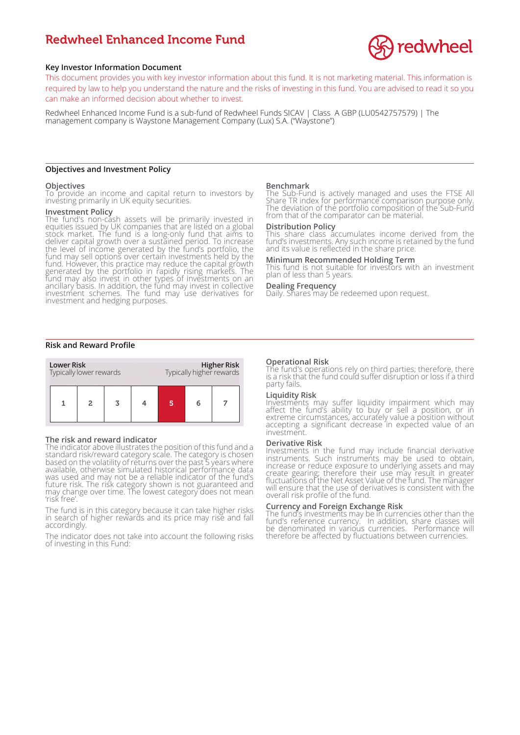# Redwheel Enhanced Income Fund

redwheel

### Key Investor Information Document

This document provides you with key investor information about this fund. It is not marketing material. This information is required by law to help you understand the nature and the risks of investing in this fund. You are advised to read it so you can make an informed decision about whether to invest.

Redwheel Enhanced Income Fund is a sub-fund of Redwheel Funds SICAV | Class A GBP (LU0542757579) | The management company is Waystone Management Company (Lux) S.A. ("Waystone")

## Objectives and Investment Policy

### Objectives

To provide an income and capital return to investors by investing primarily in UK equity securities.

### Investment Policy

The fund's non-cash assets will be primarily invested in equities issued by UK companies that are listed on a global stock market. The fund is a long-only fund that aims to deliver capital growth over a sustained period. To increase the level of income generated by the fund's portfolio, the fund may sell options over certain investments held by the fund. However, this practice may reduce the capital growth generated by the portfolio in rapidly rising markets. The fund may also invest in other types of investments on an ancillary basis. In addition, the fund may invest in collective investment schemes. The fund may use derivatives for investment and hedging purposes.

### Benchmark

The Sub-Fund is actively managed and uses the FTSE All Share TR index for performance comparison purpose only. The deviation of the portfolio composition of the Sub-Fund from that of the comparator can be material.

### Distribution Policy

This share class accumulates income derived from the fund's investments. Any such income is retained by the fund and its value is reflected in the share price.

### Minimum Recommended Holding Term

This fund is not suitable for investors with an investment plan of less than 5 years.

### Dealing Frequency

Daily. Shares may be redeemed upon request.

## Risk and Reward Profile

| Lower Risk<br>Typically lower rewards | | | | | | Higher Risk<br>Typically higher rewards |
|---|---|---|---|---|---|---|
| 1 | 2 | 3 | 4 | **5** | 6 | 7 |

### The risk and reward indicator

The indicator above illustrates the position of this fund and a standard risk/reward category scale. The category is chosen based on the volatility of returns over the past 5 years where available, otherwise simulated historical performance data was used and may not be a reliable indicator of the fund's future risk. The risk category shown is not guaranteed and may change over time. The lowest category does not mean 'risk free'.

The fund is in this category because it can take higher risks in search of higher rewards and its price may rise and fall accordingly.

The indicator does not take into account the following risks of investing in this Fund:

### Operational Risk

The fund's operations rely on third parties; therefore, there is a risk that the fund could suffer disruption or loss if a third party fails.

### Liquidity Risk

Investments may suffer liquidity impairment which may affect the fund's ability to buy or sell a position, or in extreme circumstances, accurately value a position without accepting a significant decrease in expected value of an investment.

### Derivative Risk

Investments in the fund may include financial derivative instruments. Such instruments may be used to obtain, increase or reduce exposure to underlying assets and may create gearing; therefore their use may result in greater fluctuations of the Net Asset Value of the fund. The manager will ensure that the use of derivatives is consistent with the overall risk profile of the fund.

### Currency and Foreign Exchange Risk

The fund's investments may be in currencies other than the fund's reference currency. In addition, share classes will be denominated in various currencies. Performance will therefore be affected by fluctuations between currencies.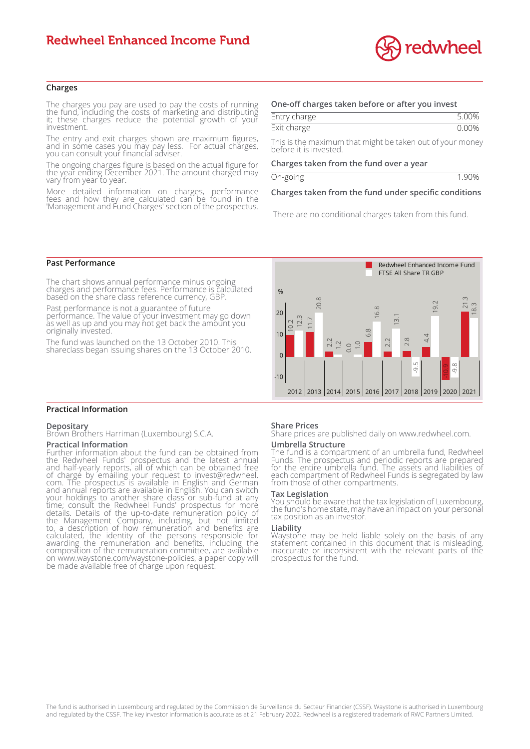# Redwheel Enhanced Income Fund

## Charges

The charges you pay are used to pay the costs of running the fund, including the costs of marketing and distributing it; these charges reduce the potential growth of your investment.

The entry and exit charges shown are maximum figures, and in some cases you may pay less. For actual charges, you can consult your financial adviser.

The ongoing charges figure is based on the actual figure for the year ending December 2021. The amount charged may vary from year to year.

More detailed information on charges, performance fees and how they are calculated can be found in the 'Management and Fund Charges' section of the prospectus.

**One-off charges taken before or after you invest**

| | |
|---|---|
| Entry charge | 5.00% |
| Exit charge | 0.00% |

This is the maximum that might be taken out of your money before it is invested.

**Charges taken from the fund over a year**

| | |
|---|---|
| On-going | 1.90% |

**Charges taken from the fund under specific conditions**

There are no conditional charges taken from this fund.

## Past Performance

The chart shows annual performance minus ongoing charges and performance fees. Performance is calculated based on the share class reference currency, GBP.

Past performance is not a guarantee of future performance. The value of your investment may go down as well as up and you may not get back the amount you originally invested.

The fund was launched on the 13 October 2010. This shareclass began issuing shares on the 13 October 2010.

Redwheel Enhanced Income Fund
FTSE All Share TR GBP

%

20
10
0
-10

10.2 12.3 11.7 20.8 2.2 1.2 0.0 1.0 6.8 16.8 2.2 13.1 2.8 -9.5 4.4 19.2 -10.9 -9.8 21.3 18.3

2012 2013 2014 2015 2016 2017 2018 2019 2020 2021

## Practical Information

**Depositary**
Brown Brothers Harriman (Luxembourg) S.C.A.

**Practical Information**
Further information about the fund can be obtained from the Redwheel Funds' prospectus and the latest annual and half-yearly reports, all of which can be obtained free of charge by emailing your request to invest@redwheel.com. The prospectus is available in English and German and annual reports are available in English. You can switch your holdings to another share class or sub-fund at any time; consult the Redwheel Funds' prospectus for more details. Details of the up-to-date remuneration policy of the Management Company, including, but not limited to, a description of how remuneration and benefits are calculated, the identity of the persons responsible for awarding the remuneration and benefits, including the composition of the remuneration committee, are available on www.waystone.com/waystone-policies, a paper copy will be made available free of charge upon request.

**Share Prices**
Share prices are published daily on www.redwheel.com.

**Umbrella Structure**
The fund is a compartment of an umbrella fund, Redwheel Funds. The prospectus and periodic reports are prepared for the entire umbrella fund. The assets and liabilities of each compartment of Redwheel Funds is segregated by law from those of other compartments.

**Tax Legislation**
You should be aware that the tax legislation of Luxembourg, the fund's home state, may have an impact on your personal tax position as an investor.

**Liability**
Waystone may be held liable solely on the basis of any statement contained in this document that is misleading, inaccurate or inconsistent with the relevant parts of the prospectus for the fund.

The fund is authorised in Luxembourg and regulated by the Commission de Surveillance du Secteur Financier (CSSF). Waystone is authorised in Luxembourg and regulated by the CSSF. The key investor information is accurate as at 21 February 2022. Redwheel is a registered trademark of RWC Partners Limited.